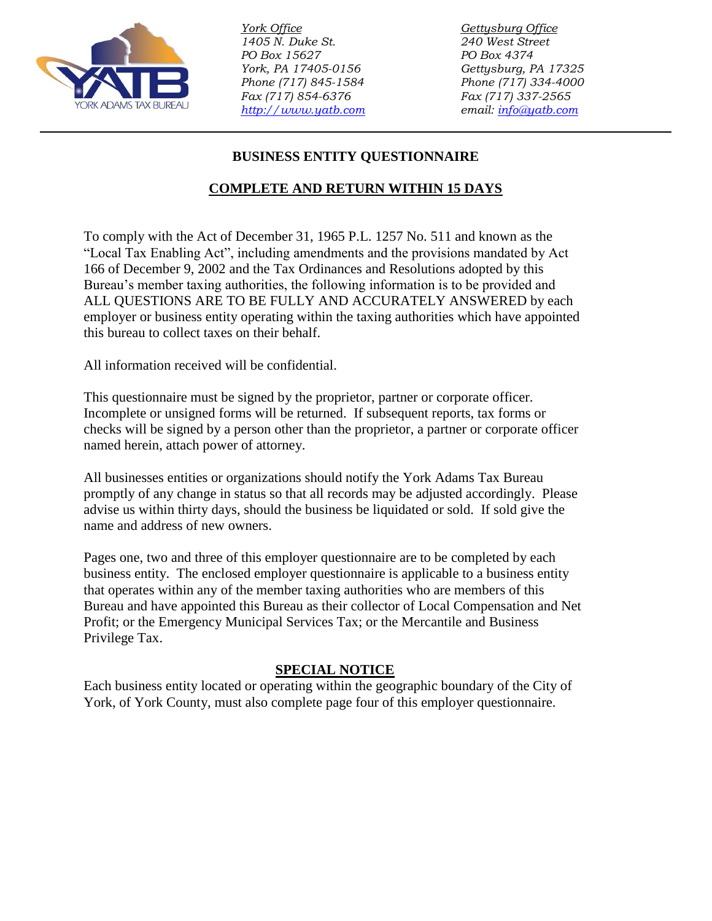YORK ADAMS TAX BUREAU

*York Office*
*1405 N. Duke St.*
*PO Box 15627*
*York, PA 17405-0156*
*Phone (717) 845-1584*
*Fax (717) 854-6376*
*http://www.yatb.com*

*Gettysburg Office*
*240 West Street*
*PO Box 4374*
*Gettysburg, PA 17325*
*Phone (717) 334-4000*
*Fax (717) 337-2565*
*email: info@yatb.com*

---

# BUSINESS ENTITY QUESTIONNAIRE

## COMPLETE AND RETURN WITHIN 15 DAYS

To comply with the Act of December 31, 1965 P.L. 1257 No. 511 and known as the "Local Tax Enabling Act", including amendments and the provisions mandated by Act 166 of December 9, 2002 and the Tax Ordinances and Resolutions adopted by this Bureau's member taxing authorities, the following information is to be provided and ALL QUESTIONS ARE TO BE FULLY AND ACCURATELY ANSWERED by each employer or business entity operating within the taxing authorities which have appointed this bureau to collect taxes on their behalf.

All information received will be confidential.

This questionnaire must be signed by the proprietor, partner or corporate officer. Incomplete or unsigned forms will be returned. If subsequent reports, tax forms or checks will be signed by a person other than the proprietor, a partner or corporate officer named herein, attach power of attorney.

All businesses entities or organizations should notify the York Adams Tax Bureau promptly of any change in status so that all records may be adjusted accordingly. Please advise us within thirty days, should the business be liquidated or sold. If sold give the name and address of new owners.

Pages one, two and three of this employer questionnaire are to be completed by each business entity. The enclosed employer questionnaire is applicable to a business entity that operates within any of the member taxing authorities who are members of this Bureau and have appointed this Bureau as their collector of Local Compensation and Net Profit; or the Emergency Municipal Services Tax; or the Mercantile and Business Privilege Tax.

## SPECIAL NOTICE

Each business entity located or operating within the geographic boundary of the City of York, of York County, must also complete page four of this employer questionnaire.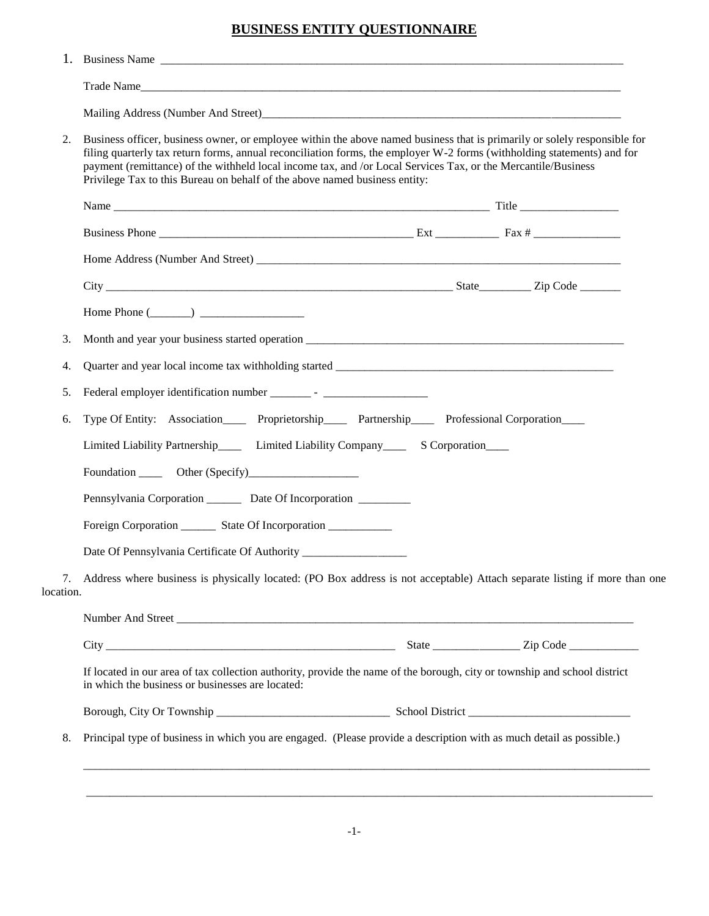# BUSINESS ENTITY QUESTIONNAIRE

1. Business Name ___________________________________________________________________________

   Trade Name_______________________________________________________________________________

   Mailing Address (Number And Street)_____________________________________________________________

2. Business officer, business owner, or employee within the above named business that is primarily or solely responsible for filing quarterly tax return forms, annual reconciliation forms, the employer W-2 forms (withholding statements) and for payment (remittance) of the withheld local income tax, and /or Local Services Tax, or the Mercantile/Business Privilege Tax to this Bureau on behalf of the above named business entity:

   Name _____________________________________________________________ Title ________________

   Business Phone ________________________________________ Ext __________ Fax # ______________

   Home Address (Number And Street) ________________________________________________________

   City ________________________________________________________ State________ Zip Code _______

   Home Phone (_______) _________________

3. Month and year your business started operation ________________________________________________

4. Quarter and year local income tax withholding started ___________________________________________

5. Federal employer identification number _______ - _________________

6. Type Of Entity: Association____ Proprietorship____ Partnership____ Professional Corporation____

   Limited Liability Partnership____ Limited Liability Company____ S Corporation____

   Foundation ____ Other (Specify)__________________

   Pennsylvania Corporation ______ Date Of Incorporation _________

   Foreign Corporation ______ State Of Incorporation ___________

   Date Of Pennsylvania Certificate Of Authority _________________

7. Address where business is physically located: (PO Box address is not acceptable) Attach separate listing if more than one location.

   Number And Street ____________________________________________________________________

   City ______________________________________________ State ______________ Zip Code ___________

   If located in our area of tax collection authority, provide the name of the borough, city or township and school district in which the business or businesses are located:

   Borough, City Or Township _____________________________ School District ___________________________

8. Principal type of business in which you are engaged. (Please provide a description with as much detail as possible.)

   ____________________________________________________________________________________________

   ____________________________________________________________________________________________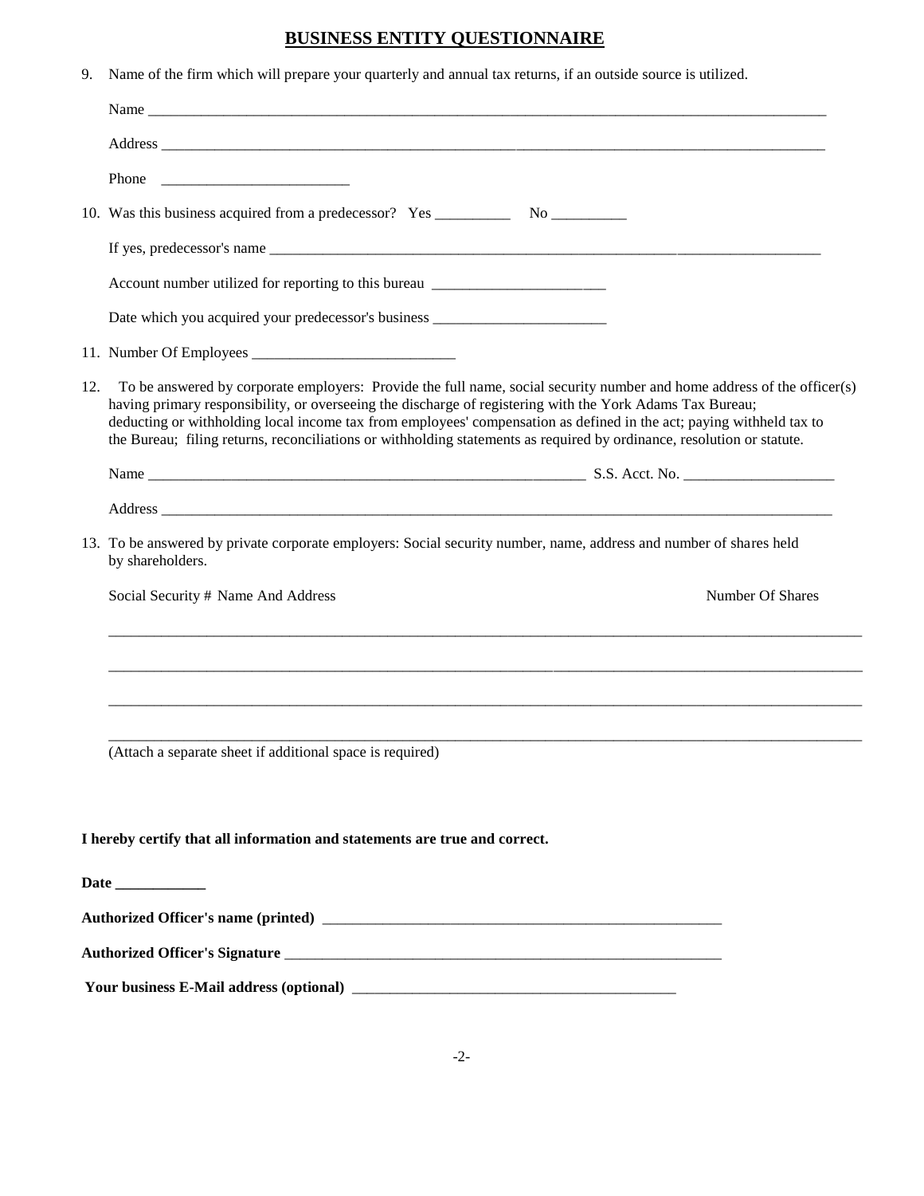# BUSINESS ENTITY QUESTIONNAIRE

9. Name of the firm which will prepare your quarterly and annual tax returns, if an outside source is utilized.

   Name ____________________________________________________________________________________

   Address __________________________________________________________________________________

   Phone ________________________

10. Was this business acquired from a predecessor? Yes __________ No __________

    If yes, predecessor's name ______________________________________________________________________

    Account number utilized for reporting to this bureau _______________________

    Date which you acquired your predecessor's business _______________________

11. Number Of Employees ___________________________

12. To be answered by corporate employers: Provide the full name, social security number and home address of the officer(s) having primary responsibility, or overseeing the discharge of registering with the York Adams Tax Bureau; deducting or withholding local income tax from employees' compensation as defined in the act; paying withheld tax to the Bureau; filing returns, reconciliations or withholding statements as required by ordinance, resolution or statute.

    Name ____________________________________________________________ S.S. Acct. No. ____________________

    Address __________________________________________________________________________________

13. To be answered by private corporate employers: Social security number, name, address and number of shares held by shareholders.

    | Social Security # Name And Address | Number Of Shares |
    |---|---|
    | | |
    | | |
    | | |
    | | |

    (Attach a separate sheet if additional space is required)

**I hereby certify that all information and statements are true and correct.**

**Date ____________**

**Authorized Officer's name (printed)** _______________________________________________________

**Authorized Officer's Signature** ___________________________________________________________

**Your business E-Mail address (optional)** ___________________________________________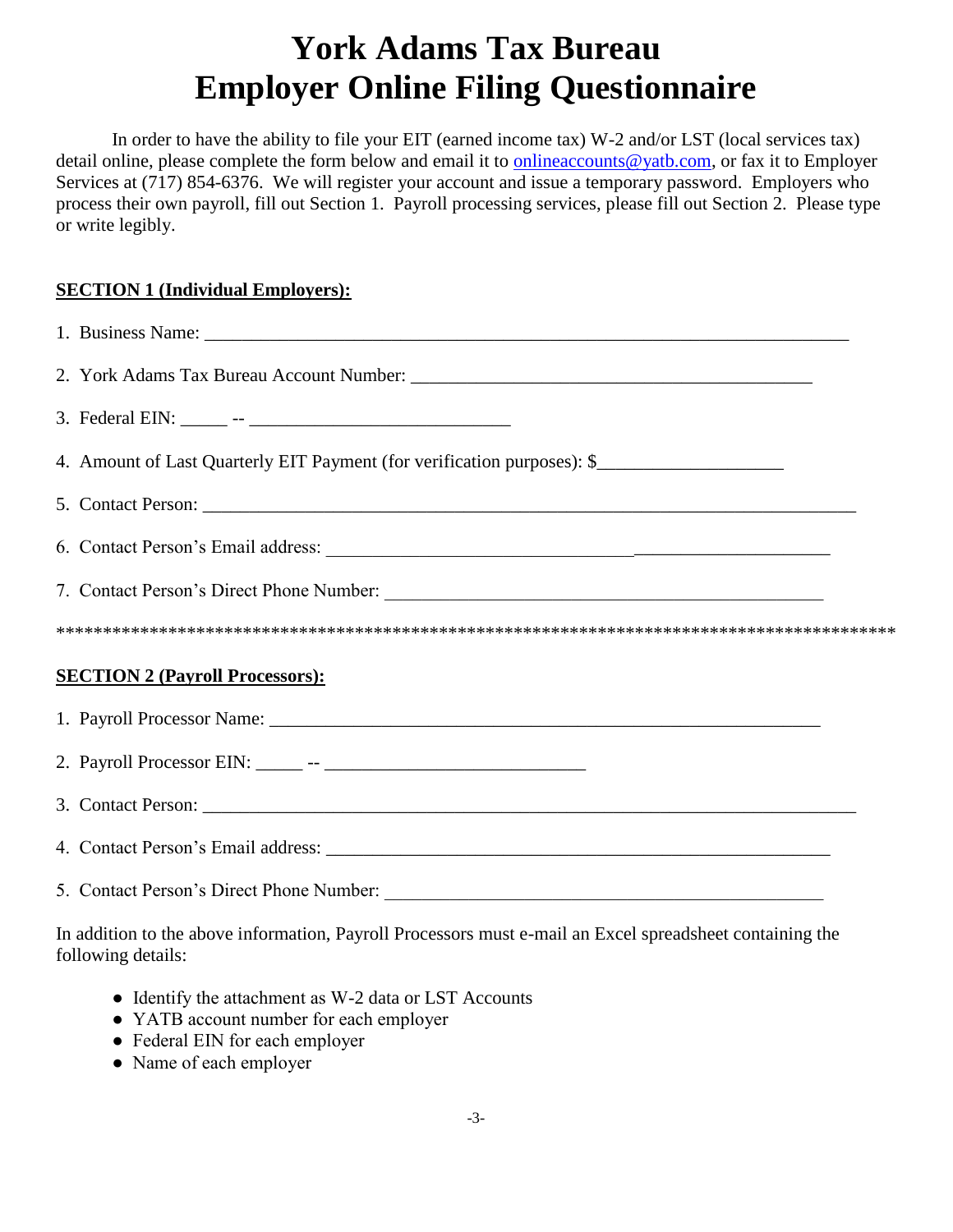# York Adams Tax Bureau
# Employer Online Filing Questionnaire

In order to have the ability to file your EIT (earned income tax) W-2 and/or LST (local services tax) detail online, please complete the form below and email it to onlineaccounts@yatb.com, or fax it to Employer Services at (717) 854-6376. We will register your account and issue a temporary password. Employers who process their own payroll, fill out Section 1. Payroll processing services, please fill out Section 2. Please type or write legibly.

**SECTION 1 (Individual Employers):**

1. Business Name: ___________________________________________________________________________
2. York Adams Tax Bureau Account Number: ____________________________________________
3. Federal EIN: _____ -- ____________________________
4. Amount of Last Quarterly EIT Payment (for verification purposes): $____________________
5. Contact Person: __________________________________________________________________________
6. Contact Person's Email address: ______________________________________________________
7. Contact Person's Direct Phone Number: ________________________________________________

*******************************************************************************************

**SECTION 2 (Payroll Processors):**

1. Payroll Processor Name: ____________________________________________________________
2. Payroll Processor EIN: _____ -- ____________________________
3. Contact Person: __________________________________________________________________________
4. Contact Person's Email address: ______________________________________________________
5. Contact Person's Direct Phone Number: ________________________________________________

In addition to the above information, Payroll Processors must e-mail an Excel spreadsheet containing the following details:

- Identify the attachment as W-2 data or LST Accounts
- YATB account number for each employer
- Federal EIN for each employer
- Name of each employer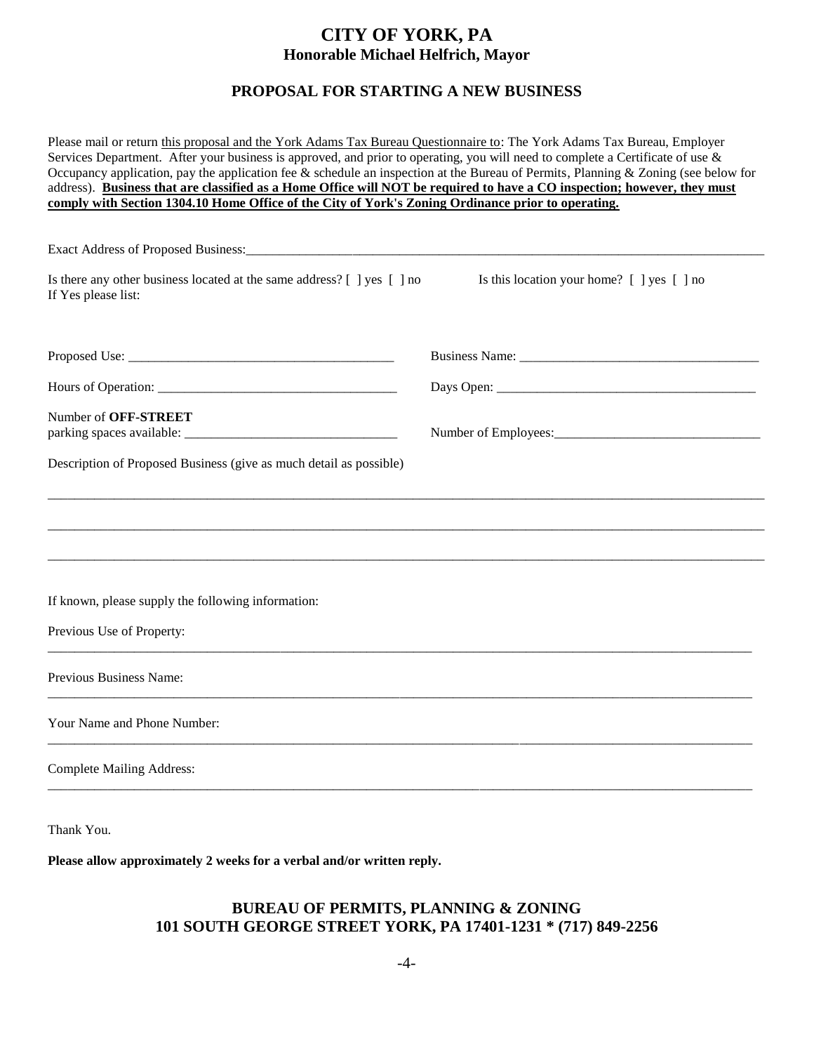# CITY OF YORK, PA

**Honorable Michael Helfrich, Mayor**

## PROPOSAL FOR STARTING A NEW BUSINESS

Please mail or return this proposal and the York Adams Tax Bureau Questionnaire to: The York Adams Tax Bureau, Employer Services Department. After your business is approved, and prior to operating, you will need to complete a Certificate of use & Occupancy application, pay the application fee & schedule an inspection at the Bureau of Permits, Planning & Zoning (see below for address). **Business that are classified as a Home Office will NOT be required to have a CO inspection; however, they must comply with Section 1304.10 Home Office of the City of York's Zoning Ordinance prior to operating.**

Exact Address of Proposed Business:_______________________________________________

Is there any other business located at the same address? [ ] yes [ ] no      Is this location your home? [ ] yes [ ] no
If Yes please list:

Proposed Use: ________________________________      Business Name: ______________________________

Hours of Operation: ____________________________      Days Open: _________________________________

Number of **OFF-STREET**
parking spaces available: _________________________      Number of Employees:_________________________

Description of Proposed Business (give as much detail as possible)

_______________________________________________________________________________

_______________________________________________________________________________

_______________________________________________________________________________

If known, please supply the following information:

Previous Use of Property:
_______________________________________________________________________________

Previous Business Name:
_______________________________________________________________________________

Your Name and Phone Number:
_______________________________________________________________________________

Complete Mailing Address:
_______________________________________________________________________________

Thank You.

**Please allow approximately 2 weeks for a verbal and/or written reply.**

**BUREAU OF PERMITS, PLANNING & ZONING**
**101 SOUTH GEORGE STREET YORK, PA 17401-1231 * (717) 849-2256**